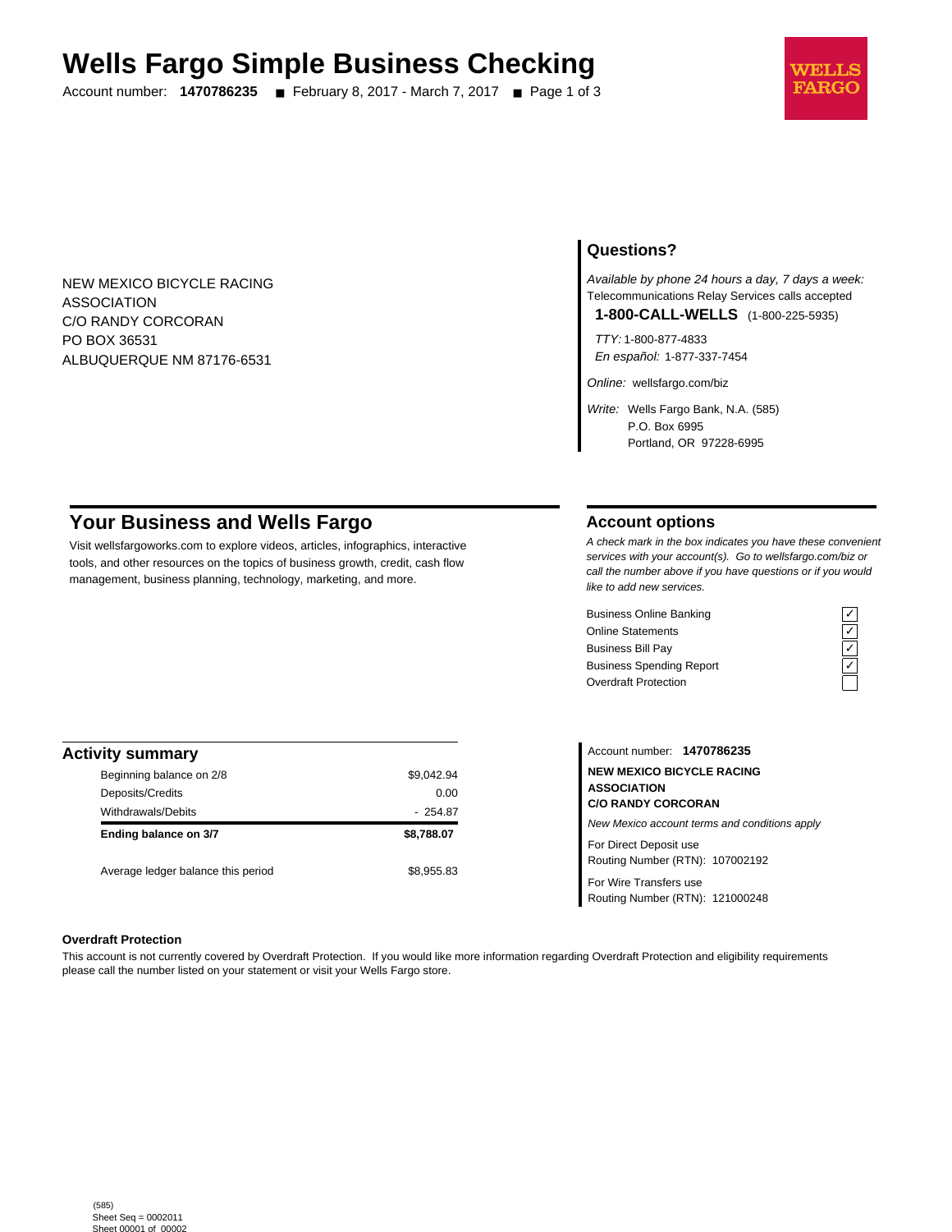# Wells Fargo Simple Business Checking

Account number: **1470786235** ■ February 8, 2017 - March 7, 2017

NEW MEXICO BICYCLE RACING
ASSOCIATION
C/O RANDY CORCORAN
PO BOX 36531
ALBUQUERQUE NM 87176-6531

## Questions?

*Available by phone 24 hours a day, 7 days a week:*
Telecommunications Relay Services calls accepted

**1-800-CALL-WELLS** (1-800-225-5935)

*TTY:* 1-800-877-4833
*En español:* 1-877-337-7454

*Online:* wellsfargo.com/biz

*Write:* Wells Fargo Bank, N.A. (585)
P.O. Box 6995
Portland, OR 97228-6995

## Your Business and Wells Fargo

Visit wellsfargoworks.com to explore videos, articles, infographics, interactive tools, and other resources on the topics of business growth, credit, cash flow management, business planning, technology, marketing, and more.

## Account options

*A check mark in the box indicates you have these convenient services with your account(s). Go to wellsfargo.com/biz or call the number above if you have questions or if you would like to add new services.*

| Service | |
|---|---|
| Business Online Banking | ✓ |
| Online Statements | ✓ |
| Business Bill Pay | ✓ |
| Business Spending Report | ✓ |
| Overdraft Protection | |

## Activity summary

| | |
|---|---|
| Beginning balance on 2/8 | $9,042.94 |
| Deposits/Credits | 0.00 |
| Withdrawals/Debits | - 254.87 |
| **Ending balance on 3/7** | **$8,788.07** |
| Average ledger balance this period | $8,955.83 |

Account number: **1470786235**

**NEW MEXICO BICYCLE RACING ASSOCIATION**
**C/O RANDY CORCORAN**

*New Mexico account terms and conditions apply*

For Direct Deposit use
Routing Number (RTN): 107002192

For Wire Transfers use
Routing Number (RTN): 121000248

**Overdraft Protection**

This account is not currently covered by Overdraft Protection. If you would like more information regarding Overdraft Protection and eligibility requirements please call the number listed on your statement or visit your Wells Fargo store.

(585)
Sheet Seq = 0002011
Sheet 00001 of 00002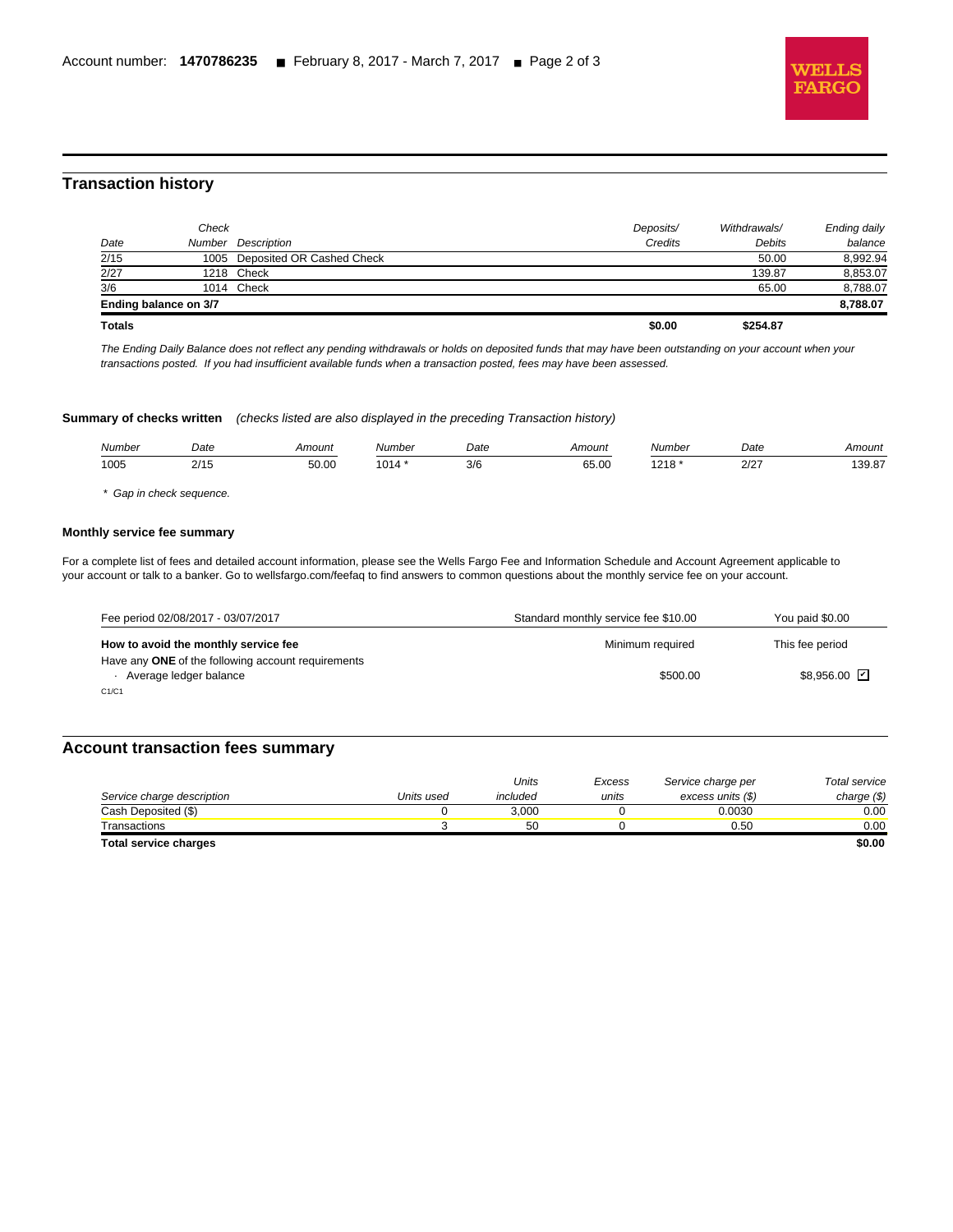## Transaction history

| Date | Check Number | Description | Deposits/ Credits | Withdrawals/ Debits | Ending daily balance |
|---|---|---|---|---|---|
| 2/15 | 1005 | Deposited OR Cashed Check | | 50.00 | 8,992.94 |
| 2/27 | 1218 | Check | | 139.87 | 8,853.07 |
| 3/6 | 1014 | Check | | 65.00 | 8,788.07 |
| **Ending balance on 3/7** | | | | | **8,788.07** |
| **Totals** | | | **$0.00** | **$254.87** | |

*The Ending Daily Balance does not reflect any pending withdrawals or holds on deposited funds that may have been outstanding on your account when your transactions posted. If you had insufficient available funds when a transaction posted, fees may have been assessed.*

**Summary of checks written** *(checks listed are also displayed in the preceding Transaction history)*

| Number | Date | Amount | Number | Date | Amount | Number | Date | Amount |
|---|---|---|---|---|---|---|---|---|
| 1005 | 2/15 | 50.00 | 1014 * | 3/6 | 65.00 | 1218 * | 2/27 | 139.87 |

\* Gap in check sequence.

**Monthly service fee summary**

For a complete list of fees and detailed account information, please see the Wells Fargo Fee and Information Schedule and Account Agreement applicable to your account or talk to a banker. Go to wellsfargo.com/feefaq to find answers to common questions about the monthly service fee on your account.

| Fee period 02/08/2017 - 03/07/2017 | Standard monthly service fee $10.00 | You paid $0.00 |
|---|---|---|
| **How to avoid the monthly service fee** | Minimum required | This fee period |
| Have any **ONE** of the following account requirements | | |
| · Average ledger balance | $500.00 | $8,956.00 ☑ |
| C1/C1 | | |

## Account transaction fees summary

| Service charge description | Units used | Units included | Excess units | Service charge per excess units ($) | Total service charge ($) |
|---|---|---|---|---|---|
| Cash Deposited ($) | 0 | 3,000 | 0 | 0.0030 | 0.00 |
| Transactions | 3 | 50 | 0 | 0.50 | 0.00 |
| **Total service charges** | | | | | **$0.00** |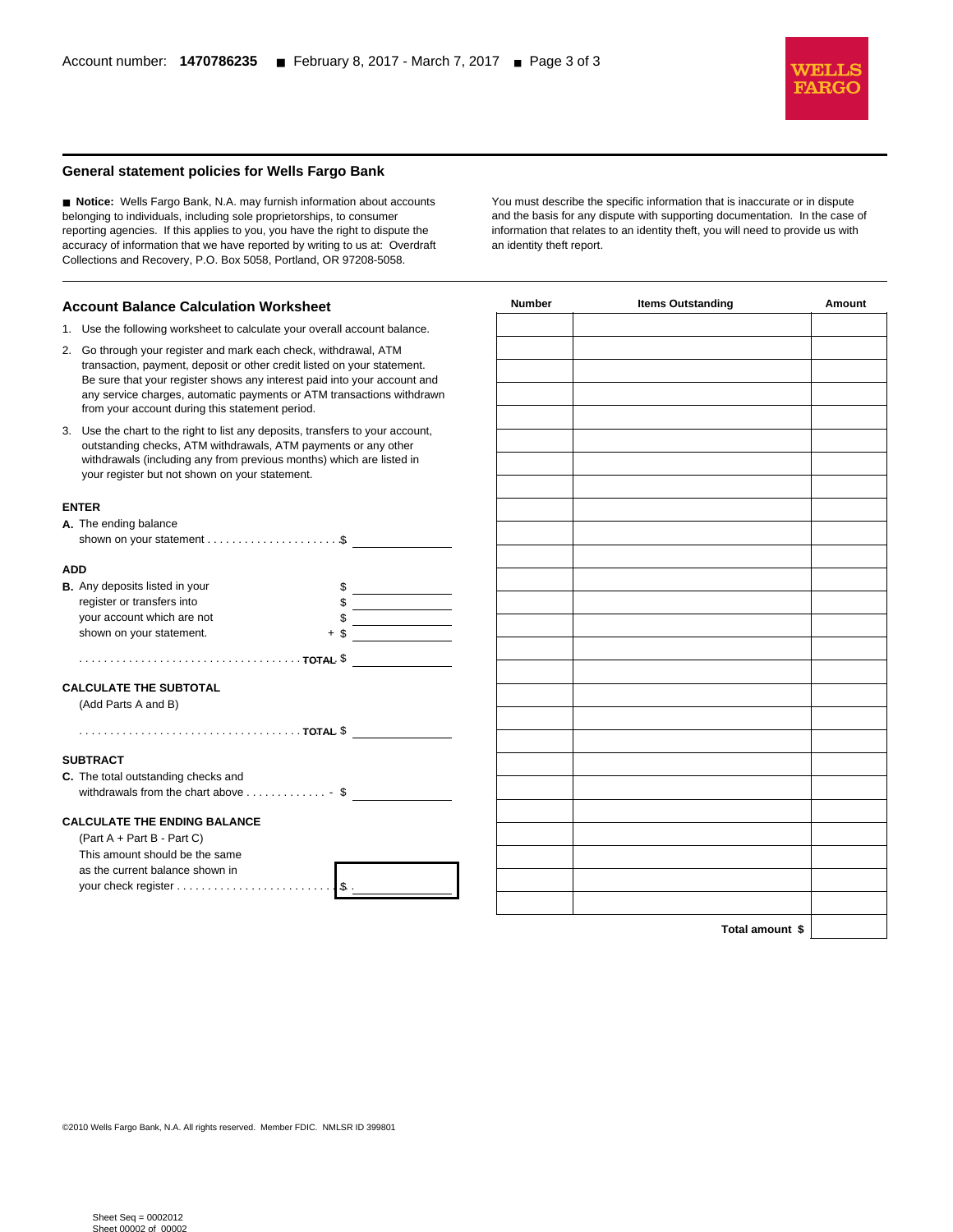## General statement policies for Wells Fargo Bank

■ **Notice:** Wells Fargo Bank, N.A. may furnish information about accounts belonging to individuals, including sole proprietorships, to consumer reporting agencies. If this applies to you, you have the right to dispute the accuracy of information that we have reported by writing to us at: Overdraft Collections and Recovery, P.O. Box 5058, Portland, OR 97208-5058.

You must describe the specific information that is inaccurate or in dispute and the basis for any dispute with supporting documentation. In the case of information that relates to an identity theft, you will need to provide us with an identity theft report.

### Account Balance Calculation Worksheet

1. Use the following worksheet to calculate your overall account balance.
2. Go through your register and mark each check, withdrawal, ATM transaction, payment, deposit or other credit listed on your statement. Be sure that your register shows any interest paid into your account and any service charges, automatic payments or ATM transactions withdrawn from your account during this statement period.
3. Use the chart to the right to list any deposits, transfers to your account, outstanding checks, ATM withdrawals, ATM payments or any other withdrawals (including any from previous months) which are listed in your register but not shown on your statement.

**ENTER**

**A.** The ending balance shown on your statement . . . . . . . . . . . . . . . . . . . . . $ ____________

**ADD**

**B.** Any deposits listed in your register or transfers into your account which are not shown on your statement.

$ ____________
$ ____________
$ ____________
\+ $ ____________

. . . . . . . . . . . . . . . . . . . . . . . . . . . . . . . . . . . **TOTAL** $ ____________

**CALCULATE THE SUBTOTAL**

(Add Parts A and B)

. . . . . . . . . . . . . . . . . . . . . . . . . . . . . . . . . . . **TOTAL** $ ____________

**SUBTRACT**

**C.** The total outstanding checks and withdrawals from the chart above . . . . . . . . . . . . . - $ ____________

**CALCULATE THE ENDING BALANCE**

(Part A + Part B - Part C)
This amount should be the same as the current balance shown in your check register . . . . . . . . . . . . . . . . . . . . . . . . . $ ____________

| Number | Items Outstanding | Amount |
|---|---|---|
| | | |
| | | |
| | | |
| | | |
| | | |
| | | |
| | | |
| | | |
| | | |
| | | |
| | | |
| | | |
| | | |
| | | |
| | | |
| | | |
| | | |
| | | |
| | | |
| | | |
| | | |
| | | |
| | | |
| | | |
| | | |
| | | |
| | **Total amount $** | |

©2010 Wells Fargo Bank, N.A. All rights reserved. Member FDIC. NMLSR ID 399801

Sheet Seq = 0002012
Sheet 00002 of 00002